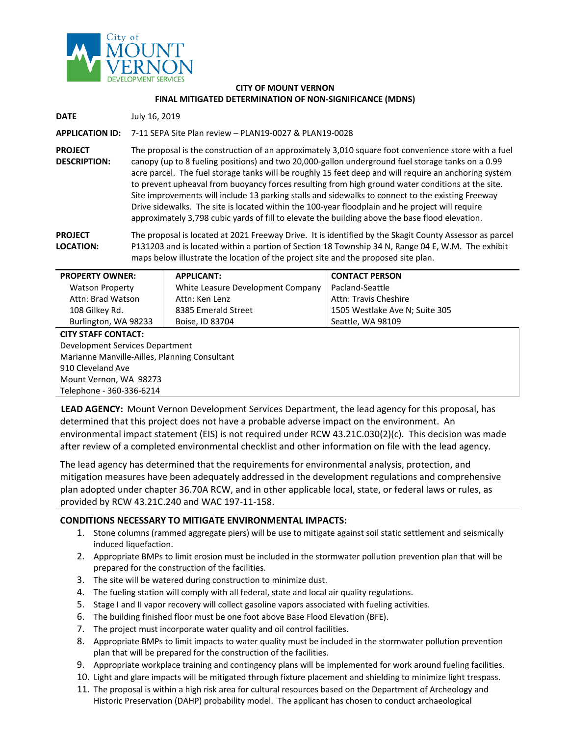# CITY OF MOUNT VERNON
## FINAL MITIGATED DETERMINATION OF NON-SIGNIFICANCE (MDNS)

**DATE** July 16, 2019

**APPLICATION ID:** 7-11 SEPA Site Plan review – PLAN19-0027 & PLAN19-0028

**PROJECT DESCRIPTION:** The proposal is the construction of an approximately 3,010 square foot convenience store with a fuel canopy (up to 8 fueling positions) and two 20,000-gallon underground fuel storage tanks on a 0.99 acre parcel. The fuel storage tanks will be roughly 15 feet deep and will require an anchoring system to prevent upheaval from buoyancy forces resulting from high ground water conditions at the site. Site improvements will include 13 parking stalls and sidewalks to connect to the existing Freeway Drive sidewalks. The site is located within the 100-year floodplain and he project will require approximately 3,798 cubic yards of fill to elevate the building above the base flood elevation.

**PROJECT LOCATION:** The proposal is located at 2021 Freeway Drive. It is identified by the Skagit County Assessor as parcel P131203 and is located within a portion of Section 18 Township 34 N, Range 04 E, W.M. The exhibit maps below illustrate the location of the project site and the proposed site plan.

| PROPERTY OWNER: | APPLICANT: | CONTACT PERSON |
|---|---|---|
| Watson Property | White Leasure Development Company | Pacland-Seattle |
| Attn: Brad Watson | Attn: Ken Lenz | Attn: Travis Cheshire |
| 108 Gilkey Rd. | 8385 Emerald Street | 1505 Westlake Ave N; Suite 305 |
| Burlington, WA 98233 | Boise, ID 83704 | Seattle, WA 98109 |

**CITY STAFF CONTACT:**
Development Services Department
Marianne Manville-Ailles, Planning Consultant
910 Cleveland Ave
Mount Vernon, WA 98273
Telephone - 360-336-6214

**LEAD AGENCY:** Mount Vernon Development Services Department, the lead agency for this proposal, has determined that this project does not have a probable adverse impact on the environment. An environmental impact statement (EIS) is not required under RCW 43.21C.030(2)(c). This decision was made after review of a completed environmental checklist and other information on file with the lead agency.

The lead agency has determined that the requirements for environmental analysis, protection, and mitigation measures have been adequately addressed in the development regulations and comprehensive plan adopted under chapter 36.70A RCW, and in other applicable local, state, or federal laws or rules, as provided by RCW 43.21C.240 and WAC 197-11-158.

**CONDITIONS NECESSARY TO MITIGATE ENVIRONMENTAL IMPACTS:**

1. Stone columns (rammed aggregate piers) will be use to mitigate against soil static settlement and seismically induced liquefaction.
2. Appropriate BMPs to limit erosion must be included in the stormwater pollution prevention plan that will be prepared for the construction of the facilities.
3. The site will be watered during construction to minimize dust.
4. The fueling station will comply with all federal, state and local air quality regulations.
5. Stage I and II vapor recovery will collect gasoline vapors associated with fueling activities.
6. The building finished floor must be one foot above Base Flood Elevation (BFE).
7. The project must incorporate water quality and oil control facilities.
8. Appropriate BMPs to limit impacts to water quality must be included in the stormwater pollution prevention plan that will be prepared for the construction of the facilities.
9. Appropriate workplace training and contingency plans will be implemented for work around fueling facilities.
10. Light and glare impacts will be mitigated through fixture placement and shielding to minimize light trespass.
11. The proposal is within a high risk area for cultural resources based on the Department of Archeology and Historic Preservation (DAHP) probability model. The applicant has chosen to conduct archaeological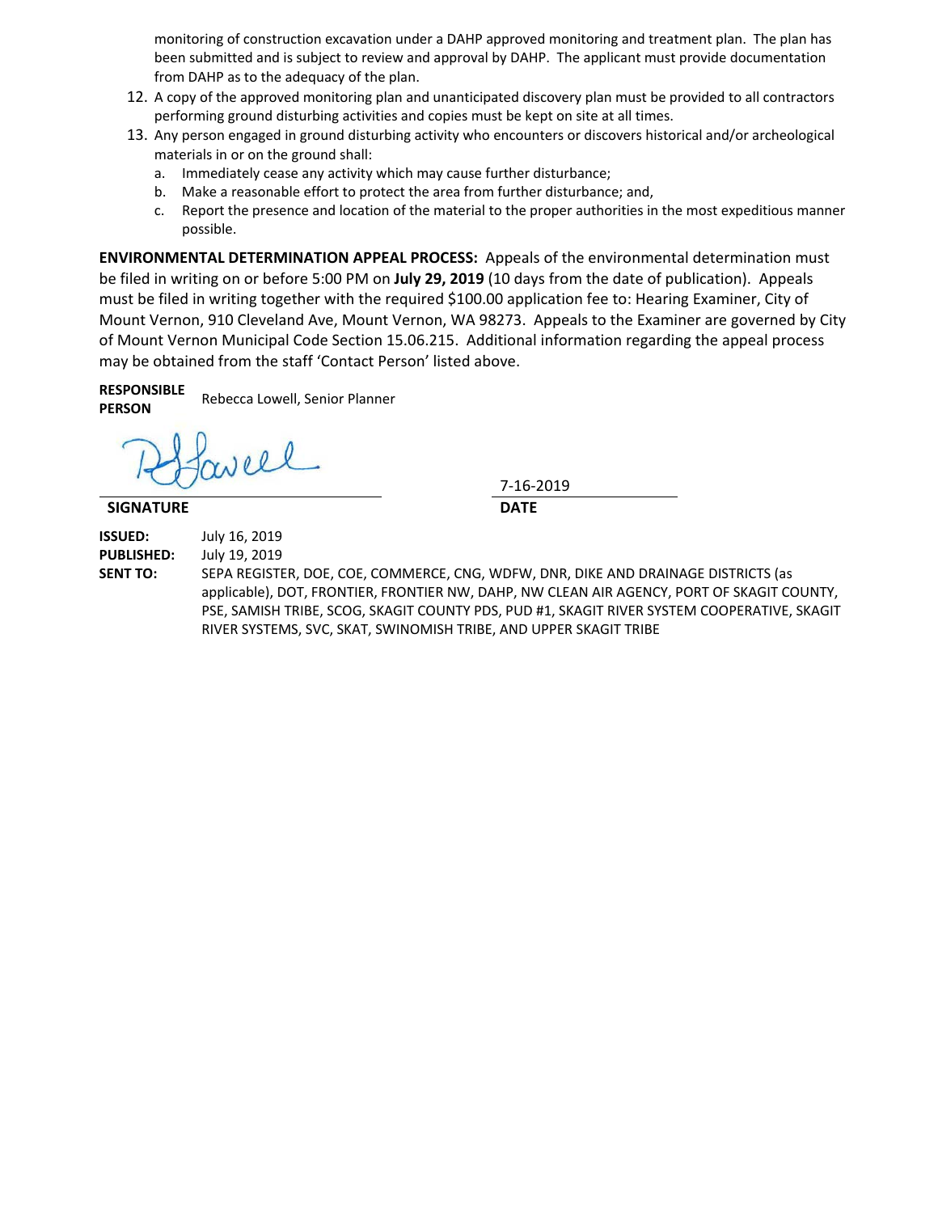monitoring of construction excavation under a DAHP approved monitoring and treatment plan. The plan has been submitted and is subject to review and approval by DAHP. The applicant must provide documentation from DAHP as to the adequacy of the plan.

12. A copy of the approved monitoring plan and unanticipated discovery plan must be provided to all contractors performing ground disturbing activities and copies must be kept on site at all times.
13. Any person engaged in ground disturbing activity who encounters or discovers historical and/or archeological materials in or on the ground shall:
    a. Immediately cease any activity which may cause further disturbance;
    b. Make a reasonable effort to protect the area from further disturbance; and,
    c. Report the presence and location of the material to the proper authorities in the most expeditious manner possible.

**ENVIRONMENTAL DETERMINATION APPEAL PROCESS:** Appeals of the environmental determination must be filed in writing on or before 5:00 PM on **July 29, 2019** (10 days from the date of publication). Appeals must be filed in writing together with the required $100.00 application fee to: Hearing Examiner, City of Mount Vernon, 910 Cleveland Ave, Mount Vernon, WA 98273. Appeals to the Examiner are governed by City of Mount Vernon Municipal Code Section 15.06.215. Additional information regarding the appeal process may be obtained from the staff 'Contact Person' listed above.

**RESPONSIBLE PERSON** Rebecca Lowell, Senior Planner

**SIGNATURE** **DATE** 7-16-2019

**ISSUED:** July 16, 2019
**PUBLISHED:** July 19, 2019
**SENT TO:** SEPA REGISTER, DOE, COE, COMMERCE, CNG, WDFW, DNR, DIKE AND DRAINAGE DISTRICTS (as applicable), DOT, FRONTIER, FRONTIER NW, DAHP, NW CLEAN AIR AGENCY, PORT OF SKAGIT COUNTY, PSE, SAMISH TRIBE, SCOG, SKAGIT COUNTY PDS, PUD #1, SKAGIT RIVER SYSTEM COOPERATIVE, SKAGIT RIVER SYSTEMS, SVC, SKAT, SWINOMISH TRIBE, AND UPPER SKAGIT TRIBE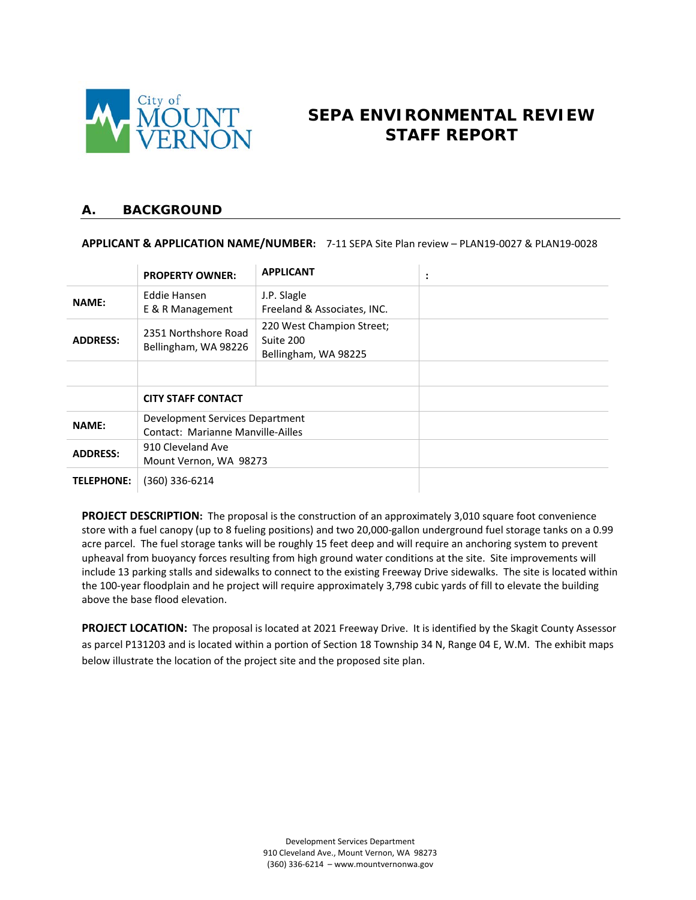# SEPA ENVIRONMENTAL REVIEW STAFF REPORT

## A. BACKGROUND

**APPLICANT & APPLICATION NAME/NUMBER:** 7-11 SEPA Site Plan review – PLAN19-0027 & PLAN19-0028

| | PROPERTY OWNER: | APPLICANT | : |
|---|---|---|---|
| **NAME:** | Eddie Hansen<br>E & R Management | J.P. Slagle<br>Freeland & Associates, INC. | |
| **ADDRESS:** | 2351 Northshore Road<br>Bellingham, WA 98226 | 220 West Champion Street; Suite 200<br>Bellingham, WA 98225 | |
| | | | |
| | **CITY STAFF CONTACT** | | |
| **NAME:** | Development Services Department<br>Contact: Marianne Manville-Ailles | | |
| **ADDRESS:** | 910 Cleveland Ave<br>Mount Vernon, WA 98273 | | |
| **TELEPHONE:** | (360) 336-6214 | | |

**PROJECT DESCRIPTION:** The proposal is the construction of an approximately 3,010 square foot convenience store with a fuel canopy (up to 8 fueling positions) and two 20,000-gallon underground fuel storage tanks on a 0.99 acre parcel. The fuel storage tanks will be roughly 15 feet deep and will require an anchoring system to prevent upheaval from buoyancy forces resulting from high ground water conditions at the site. Site improvements will include 13 parking stalls and sidewalks to connect to the existing Freeway Drive sidewalks. The site is located within the 100-year floodplain and he project will require approximately 3,798 cubic yards of fill to elevate the building above the base flood elevation.

**PROJECT LOCATION:** The proposal is located at 2021 Freeway Drive. It is identified by the Skagit County Assessor as parcel P131203 and is located within a portion of Section 18 Township 34 N, Range 04 E, W.M. The exhibit maps below illustrate the location of the project site and the proposed site plan.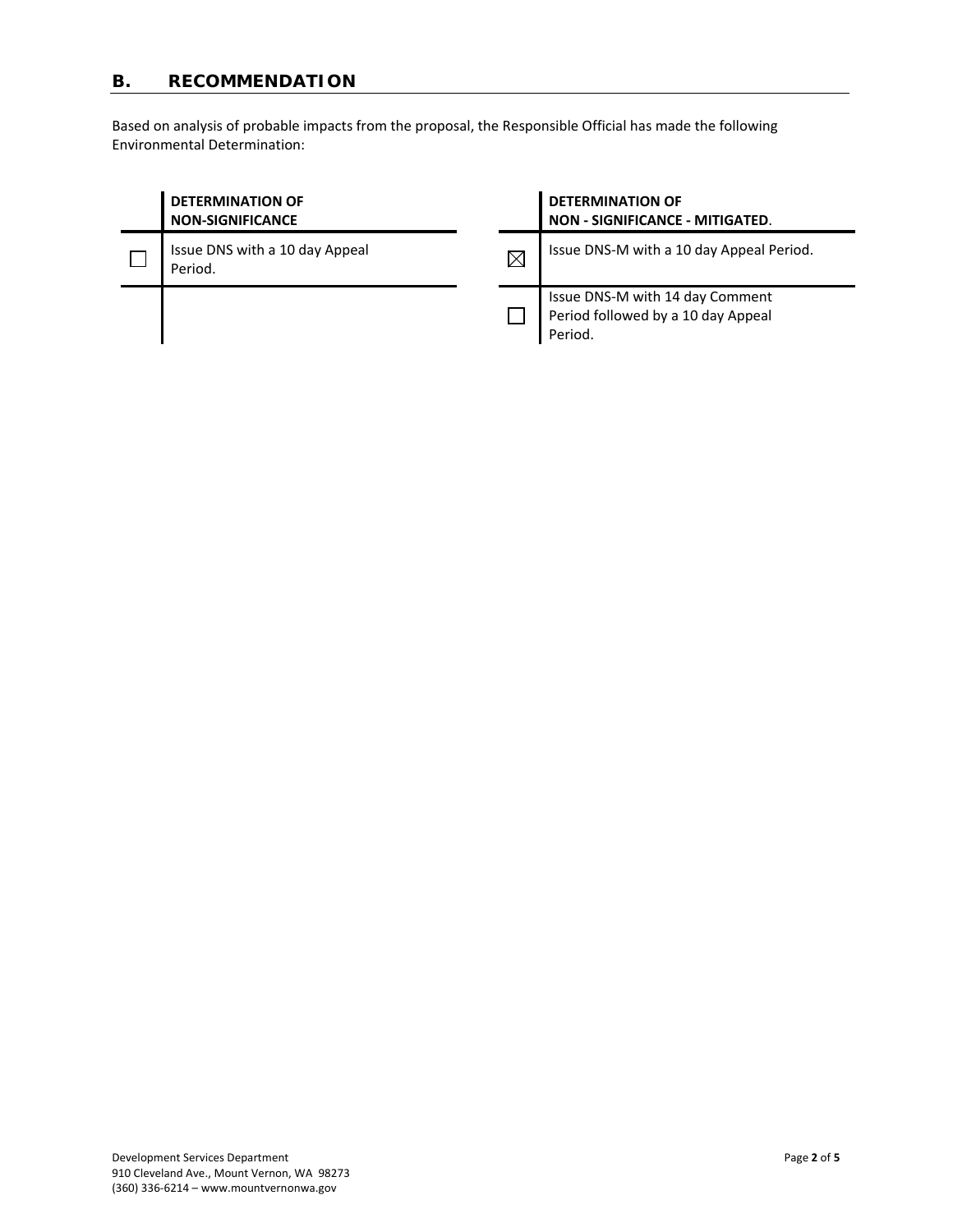## B. RECOMMENDATION

Based on analysis of probable impacts from the proposal, the Responsible Official has made the following Environmental Determination:

| | DETERMINATION OF NON-SIGNIFICANCE | | DETERMINATION OF NON - SIGNIFICANCE - MITIGATED. |
|---|---|---|---|
| ☐ | Issue DNS with a 10 day Appeal Period. | ☒ | Issue DNS-M with a 10 day Appeal Period. |
| | | ☐ | Issue DNS-M with 14 day Comment Period followed by a 10 day Appeal Period. |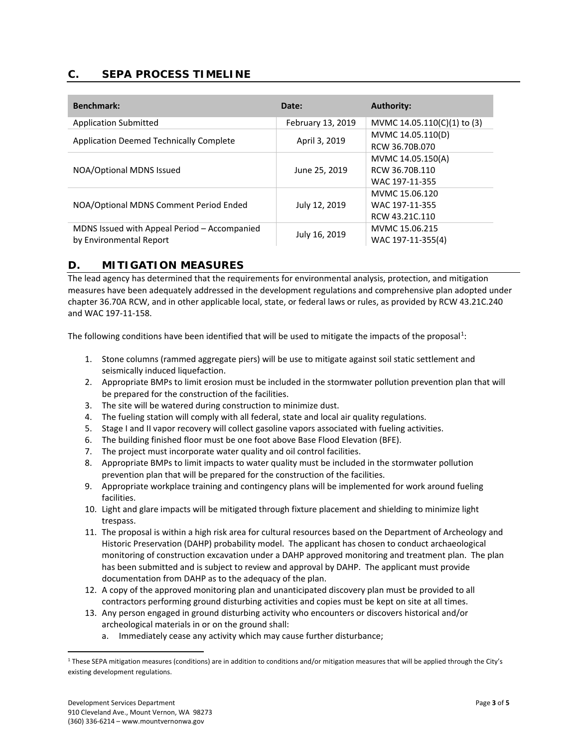## C. SEPA PROCESS TIMELINE

| Benchmark: | Date: | Authority: |
|---|---|---|
| Application Submitted | February 13, 2019 | MVMC 14.05.110(C)(1) to (3) |
| Application Deemed Technically Complete | April 3, 2019 | MVMC 14.05.110(D) RCW 36.70B.070 |
| NOA/Optional MDNS Issued | June 25, 2019 | MVMC 14.05.150(A) RCW 36.70B.110 WAC 197-11-355 |
| NOA/Optional MDNS Comment Period Ended | July 12, 2019 | MVMC 15.06.120 WAC 197-11-355 RCW 43.21C.110 |
| MDNS Issued with Appeal Period – Accompanied by Environmental Report | July 16, 2019 | MVMC 15.06.215 WAC 197-11-355(4) |

## D. MITIGATION MEASURES

The lead agency has determined that the requirements for environmental analysis, protection, and mitigation measures have been adequately addressed in the development regulations and comprehensive plan adopted under chapter 36.70A RCW, and in other applicable local, state, or federal laws or rules, as provided by RCW 43.21C.240 and WAC 197-11-158.

The following conditions have been identified that will be used to mitigate the impacts of the proposal[1]:

1. Stone columns (rammed aggregate piers) will be use to mitigate against soil static settlement and seismically induced liquefaction.
2. Appropriate BMPs to limit erosion must be included in the stormwater pollution prevention plan that will be prepared for the construction of the facilities.
3. The site will be watered during construction to minimize dust.
4. The fueling station will comply with all federal, state and local air quality regulations.
5. Stage I and II vapor recovery will collect gasoline vapors associated with fueling activities.
6. The building finished floor must be one foot above Base Flood Elevation (BFE).
7. The project must incorporate water quality and oil control facilities.
8. Appropriate BMPs to limit impacts to water quality must be included in the stormwater pollution prevention plan that will be prepared for the construction of the facilities.
9. Appropriate workplace training and contingency plans will be implemented for work around fueling facilities.
10. Light and glare impacts will be mitigated through fixture placement and shielding to minimize light trespass.
11. The proposal is within a high risk area for cultural resources based on the Department of Archeology and Historic Preservation (DAHP) probability model. The applicant has chosen to conduct archaeological monitoring of construction excavation under a DAHP approved monitoring and treatment plan. The plan has been submitted and is subject to review and approval by DAHP. The applicant must provide documentation from DAHP as to the adequacy of the plan.
12. A copy of the approved monitoring plan and unanticipated discovery plan must be provided to all contractors performing ground disturbing activities and copies must be kept on site at all times.
13. Any person engaged in ground disturbing activity who encounters or discovers historical and/or archeological materials in or on the ground shall:
    a. Immediately cease any activity which may cause further disturbance;

[1] These SEPA mitigation measures (conditions) are in addition to conditions and/or mitigation measures that will be applied through the City's existing development regulations.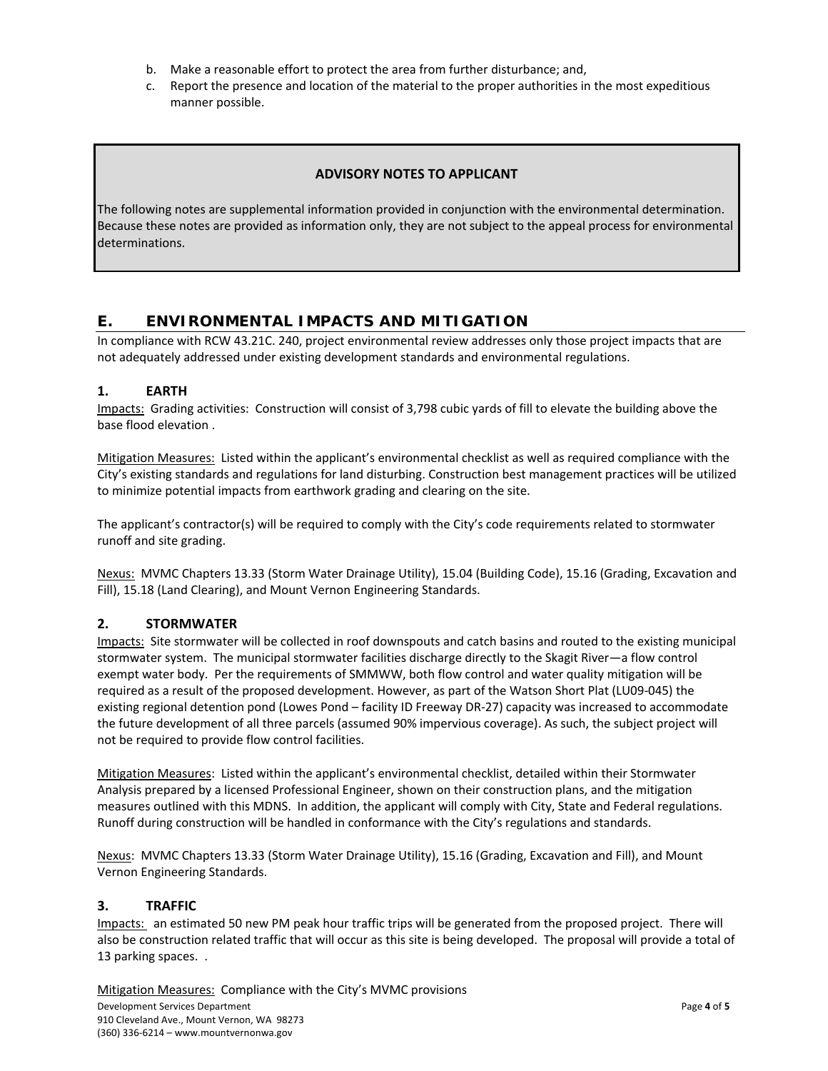b. Make a reasonable effort to protect the area from further disturbance; and,
c. Report the presence and location of the material to the proper authorities in the most expeditious manner possible.

**ADVISORY NOTES TO APPLICANT**

The following notes are supplemental information provided in conjunction with the environmental determination. Because these notes are provided as information only, they are not subject to the appeal process for environmental determinations.

## E. ENVIRONMENTAL IMPACTS AND MITIGATION

In compliance with RCW 43.21C. 240, project environmental review addresses only those project impacts that are not adequately addressed under existing development standards and environmental regulations.

### 1. EARTH

Impacts: Grading activities: Construction will consist of 3,798 cubic yards of fill to elevate the building above the base flood elevation .

Mitigation Measures: Listed within the applicant's environmental checklist as well as required compliance with the City's existing standards and regulations for land disturbing. Construction best management practices will be utilized to minimize potential impacts from earthwork grading and clearing on the site.

The applicant's contractor(s) will be required to comply with the City's code requirements related to stormwater runoff and site grading.

Nexus: MVMC Chapters 13.33 (Storm Water Drainage Utility), 15.04 (Building Code), 15.16 (Grading, Excavation and Fill), 15.18 (Land Clearing), and Mount Vernon Engineering Standards.

### 2. STORMWATER

Impacts: Site stormwater will be collected in roof downspouts and catch basins and routed to the existing municipal stormwater system. The municipal stormwater facilities discharge directly to the Skagit River—a flow control exempt water body. Per the requirements of SMMWW, both flow control and water quality mitigation will be required as a result of the proposed development. However, as part of the Watson Short Plat (LU09-045) the existing regional detention pond (Lowes Pond – facility ID Freeway DR-27) capacity was increased to accommodate the future development of all three parcels (assumed 90% impervious coverage). As such, the subject project will not be required to provide flow control facilities.

Mitigation Measures: Listed within the applicant's environmental checklist, detailed within their Stormwater Analysis prepared by a licensed Professional Engineer, shown on their construction plans, and the mitigation measures outlined with this MDNS. In addition, the applicant will comply with City, State and Federal regulations. Runoff during construction will be handled in conformance with the City's regulations and standards.

Nexus: MVMC Chapters 13.33 (Storm Water Drainage Utility), 15.16 (Grading, Excavation and Fill), and Mount Vernon Engineering Standards.

### 3. TRAFFIC

Impacts: an estimated 50 new PM peak hour traffic trips will be generated from the proposed project. There will also be construction related traffic that will occur as this site is being developed. The proposal will provide a total of 13 parking spaces. .

Mitigation Measures: Compliance with the City's MVMC provisions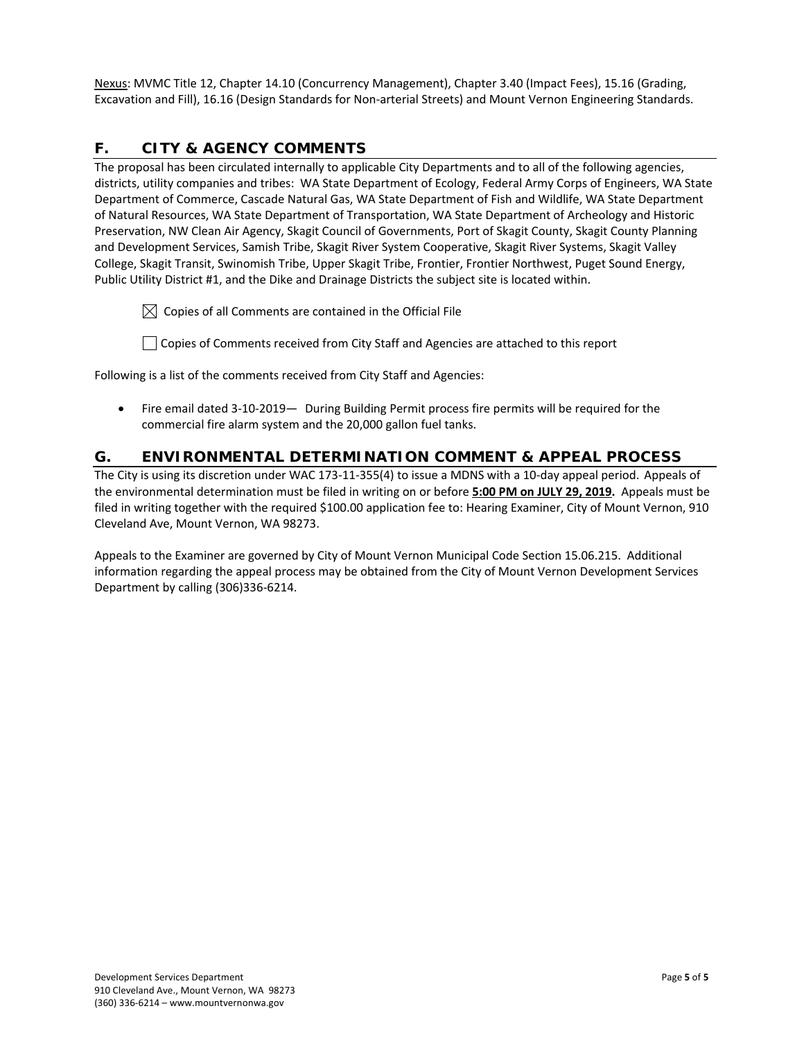Nexus: MVMC Title 12, Chapter 14.10 (Concurrency Management), Chapter 3.40 (Impact Fees), 15.16 (Grading, Excavation and Fill), 16.16 (Design Standards for Non-arterial Streets) and Mount Vernon Engineering Standards.

## F. CITY & AGENCY COMMENTS

The proposal has been circulated internally to applicable City Departments and to all of the following agencies, districts, utility companies and tribes: WA State Department of Ecology, Federal Army Corps of Engineers, WA State Department of Commerce, Cascade Natural Gas, WA State Department of Fish and Wildlife, WA State Department of Natural Resources, WA State Department of Transportation, WA State Department of Archeology and Historic Preservation, NW Clean Air Agency, Skagit Council of Governments, Port of Skagit County, Skagit County Planning and Development Services, Samish Tribe, Skagit River System Cooperative, Skagit River Systems, Skagit Valley College, Skagit Transit, Swinomish Tribe, Upper Skagit Tribe, Frontier, Frontier Northwest, Puget Sound Energy, Public Utility District #1, and the Dike and Drainage Districts the subject site is located within.

☒ Copies of all Comments are contained in the Official File

☐ Copies of Comments received from City Staff and Agencies are attached to this report

Following is a list of the comments received from City Staff and Agencies:

- Fire email dated 3-10-2019— During Building Permit process fire permits will be required for the commercial fire alarm system and the 20,000 gallon fuel tanks.

## G. ENVIRONMENTAL DETERMINATION COMMENT & APPEAL PROCESS

The City is using its discretion under WAC 173-11-355(4) to issue a MDNS with a 10-day appeal period. Appeals of the environmental determination must be filed in writing on or before **5:00 PM on JULY 29, 2019.** Appeals must be filed in writing together with the required $100.00 application fee to: Hearing Examiner, City of Mount Vernon, 910 Cleveland Ave, Mount Vernon, WA 98273.

Appeals to the Examiner are governed by City of Mount Vernon Municipal Code Section 15.06.215. Additional information regarding the appeal process may be obtained from the City of Mount Vernon Development Services Department by calling (306)336-6214.